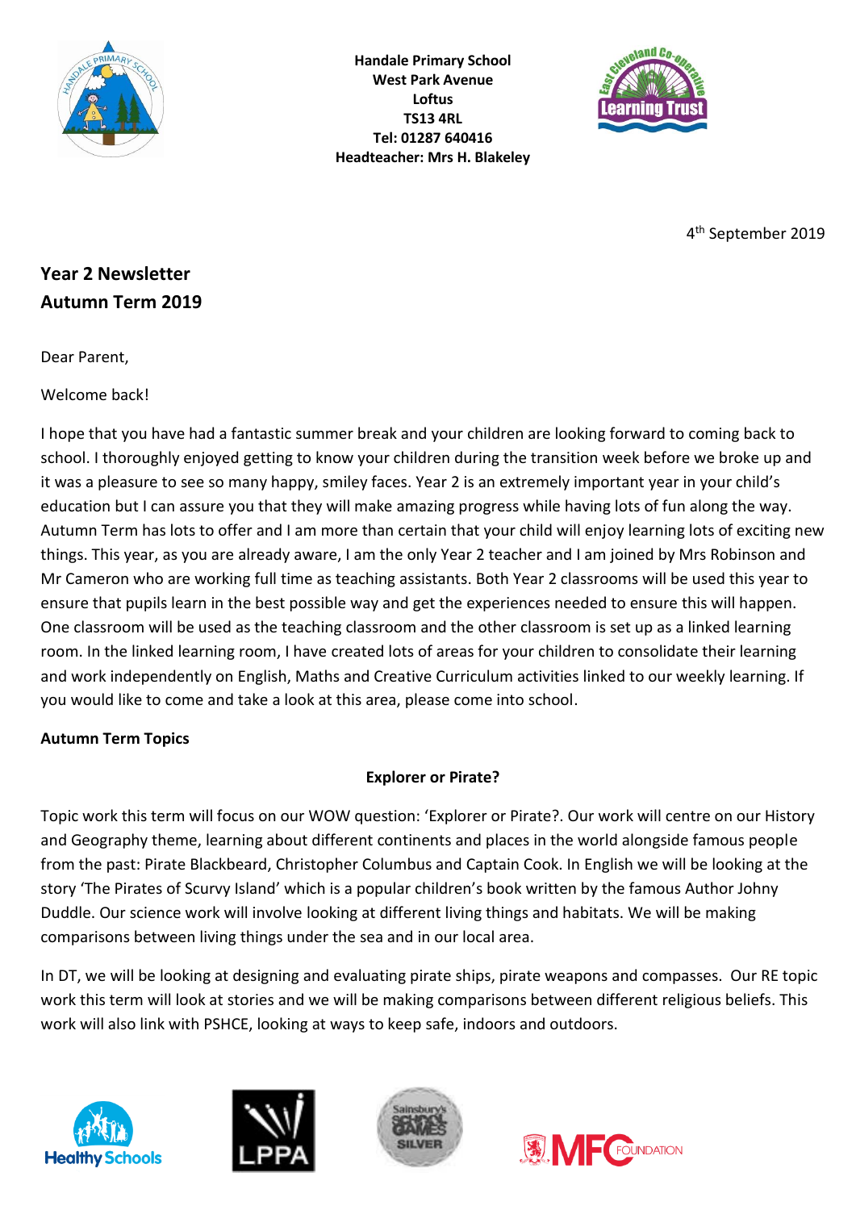**Handale Primary School**
**West Park Avenue**
**Loftus**
**TS13 4RL**
**Tel: 01287 640416**
**Headteacher: Mrs H. Blakeley**

4th September 2019

## Year 2 Newsletter
## Autumn Term 2019

Dear Parent,

Welcome back!

I hope that you have had a fantastic summer break and your children are looking forward to coming back to school. I thoroughly enjoyed getting to know your children during the transition week before we broke up and it was a pleasure to see so many happy, smiley faces. Year 2 is an extremely important year in your child's education but I can assure you that they will make amazing progress while having lots of fun along the way. Autumn Term has lots to offer and I am more than certain that your child will enjoy learning lots of exciting new things. This year, as you are already aware, I am the only Year 2 teacher and I am joined by Mrs Robinson and Mr Cameron who are working full time as teaching assistants. Both Year 2 classrooms will be used this year to ensure that pupils learn in the best possible way and get the experiences needed to ensure this will happen. One classroom will be used as the teaching classroom and the other classroom is set up as a linked learning room. In the linked learning room, I have created lots of areas for your children to consolidate their learning and work independently on English, Maths and Creative Curriculum activities linked to our weekly learning. If you would like to come and take a look at this area, please come into school.

**Autumn Term Topics**

**Explorer or Pirate?**

Topic work this term will focus on our WOW question: 'Explorer or Pirate?. Our work will centre on our History and Geography theme, learning about different continents and places in the world alongside famous people from the past: Pirate Blackbeard, Christopher Columbus and Captain Cook. In English we will be looking at the story 'The Pirates of Scurvy Island' which is a popular children's book written by the famous Author Johny Duddle. Our science work will involve looking at different living things and habitats. We will be making comparisons between living things under the sea and in our local area.

In DT, we will be looking at designing and evaluating pirate ships, pirate weapons and compasses. Our RE topic work this term will look at stories and we will be making comparisons between different religious beliefs. This work will also link with PSHCE, looking at ways to keep safe, indoors and outdoors.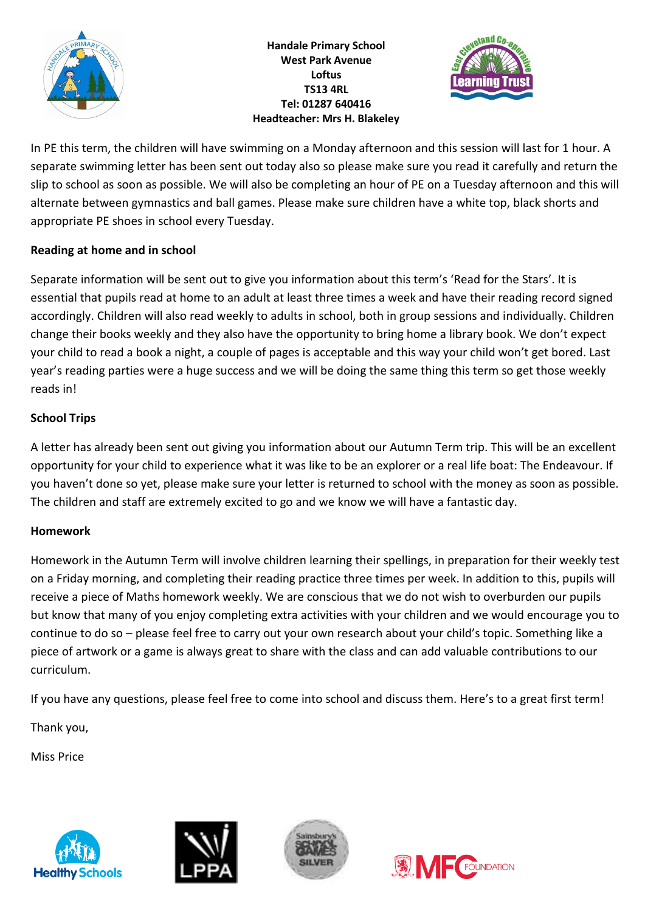**Handale Primary School**
**West Park Avenue**
**Loftus**
**TS13 4RL**
**Tel: 01287 640416**
**Headteacher: Mrs H. Blakeley**

In PE this term, the children will have swimming on a Monday afternoon and this session will last for 1 hour. A separate swimming letter has been sent out today also so please make sure you read it carefully and return the slip to school as soon as possible. We will also be completing an hour of PE on a Tuesday afternoon and this will alternate between gymnastics and ball games. Please make sure children have a white top, black shorts and appropriate PE shoes in school every Tuesday.

**Reading at home and in school**

Separate information will be sent out to give you information about this term's 'Read for the Stars'. It is essential that pupils read at home to an adult at least three times a week and have their reading record signed accordingly. Children will also read weekly to adults in school, both in group sessions and individually. Children change their books weekly and they also have the opportunity to bring home a library book. We don't expect your child to read a book a night, a couple of pages is acceptable and this way your child won't get bored. Last year's reading parties were a huge success and we will be doing the same thing this term so get those weekly reads in!

**School Trips**

A letter has already been sent out giving you information about our Autumn Term trip. This will be an excellent opportunity for your child to experience what it was like to be an explorer or a real life boat: The Endeavour. If you haven't done so yet, please make sure your letter is returned to school with the money as soon as possible. The children and staff are extremely excited to go and we know we will have a fantastic day.

**Homework**

Homework in the Autumn Term will involve children learning their spellings, in preparation for their weekly test on a Friday morning, and completing their reading practice three times per week. In addition to this, pupils will receive a piece of Maths homework weekly. We are conscious that we do not wish to overburden our pupils but know that many of you enjoy completing extra activities with your children and we would encourage you to continue to do so – please feel free to carry out your own research about your child's topic. Something like a piece of artwork or a game is always great to share with the class and can add valuable contributions to our curriculum.

If you have any questions, please feel free to come into school and discuss them. Here's to a great first term!

Thank you,

Miss Price